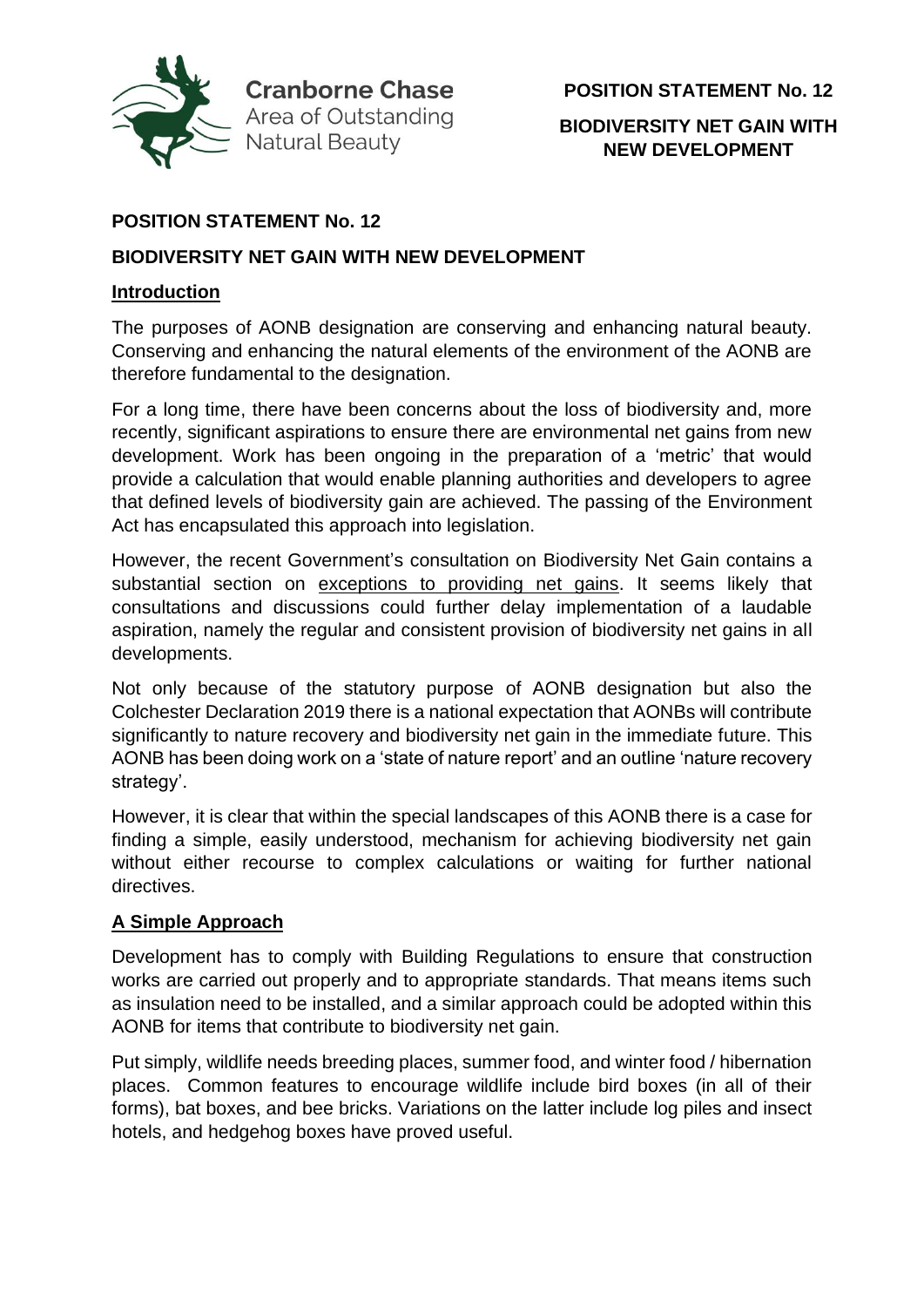Cranborne Chase Area of Outstanding Natural Beauty

**POSITION STATEMENT No. 12**

**BIODIVERSITY NET GAIN WITH NEW DEVELOPMENT**

# POSITION STATEMENT No. 12

## BIODIVERSITY NET GAIN WITH NEW DEVELOPMENT

### Introduction

The purposes of AONB designation are conserving and enhancing natural beauty. Conserving and enhancing the natural elements of the environment of the AONB are therefore fundamental to the designation.

For a long time, there have been concerns about the loss of biodiversity and, more recently, significant aspirations to ensure there are environmental net gains from new development. Work has been ongoing in the preparation of a 'metric' that would provide a calculation that would enable planning authorities and developers to agree that defined levels of biodiversity gain are achieved. The passing of the Environment Act has encapsulated this approach into legislation.

However, the recent Government's consultation on Biodiversity Net Gain contains a substantial section on exceptions to providing net gains. It seems likely that consultations and discussions could further delay implementation of a laudable aspiration, namely the regular and consistent provision of biodiversity net gains in all developments.

Not only because of the statutory purpose of AONB designation but also the Colchester Declaration 2019 there is a national expectation that AONBs will contribute significantly to nature recovery and biodiversity net gain in the immediate future. This AONB has been doing work on a 'state of nature report' and an outline 'nature recovery strategy'.

However, it is clear that within the special landscapes of this AONB there is a case for finding a simple, easily understood, mechanism for achieving biodiversity net gain without either recourse to complex calculations or waiting for further national directives.

### A Simple Approach

Development has to comply with Building Regulations to ensure that construction works are carried out properly and to appropriate standards. That means items such as insulation need to be installed, and a similar approach could be adopted within this AONB for items that contribute to biodiversity net gain.

Put simply, wildlife needs breeding places, summer food, and winter food / hibernation places. Common features to encourage wildlife include bird boxes (in all of their forms), bat boxes, and bee bricks. Variations on the latter include log piles and insect hotels, and hedgehog boxes have proved useful.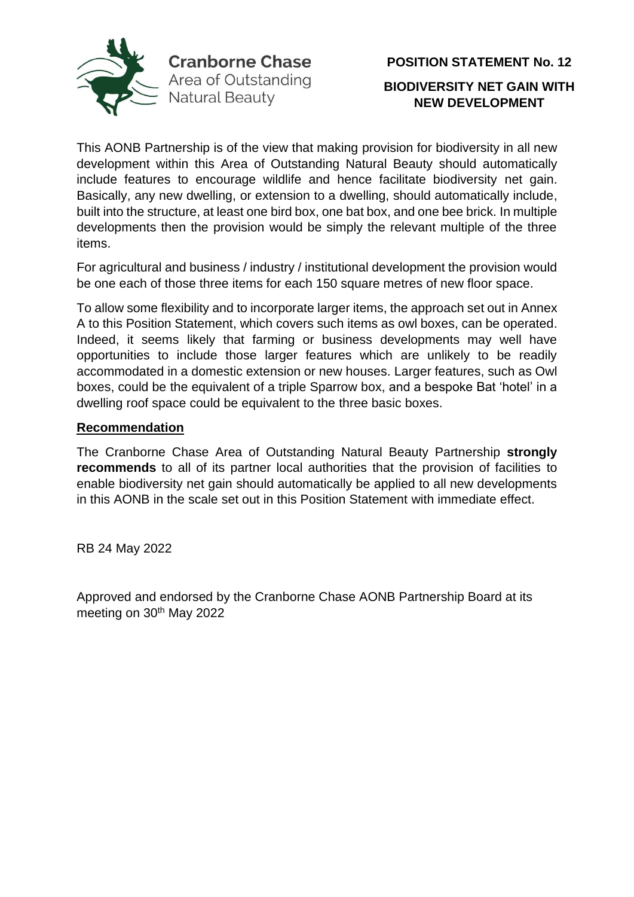Cranborne Chase
Area of Outstanding
Natural Beauty

# POSITION STATEMENT No. 12

## BIODIVERSITY NET GAIN WITH NEW DEVELOPMENT

This AONB Partnership is of the view that making provision for biodiversity in all new development within this Area of Outstanding Natural Beauty should automatically include features to encourage wildlife and hence facilitate biodiversity net gain. Basically, any new dwelling, or extension to a dwelling, should automatically include, built into the structure, at least one bird box, one bat box, and one bee brick. In multiple developments then the provision would be simply the relevant multiple of the three items.

For agricultural and business / industry / institutional development the provision would be one each of those three items for each 150 square metres of new floor space.

To allow some flexibility and to incorporate larger items, the approach set out in Annex A to this Position Statement, which covers such items as owl boxes, can be operated. Indeed, it seems likely that farming or business developments may well have opportunities to include those larger features which are unlikely to be readily accommodated in a domestic extension or new houses. Larger features, such as Owl boxes, could be the equivalent of a triple Sparrow box, and a bespoke Bat 'hotel' in a dwelling roof space could be equivalent to the three basic boxes.

### Recommendation

The Cranborne Chase Area of Outstanding Natural Beauty Partnership **strongly recommends** to all of its partner local authorities that the provision of facilities to enable biodiversity net gain should automatically be applied to all new developments in this AONB in the scale set out in this Position Statement with immediate effect.

RB 24 May 2022

Approved and endorsed by the Cranborne Chase AONB Partnership Board at its meeting on 30th May 2022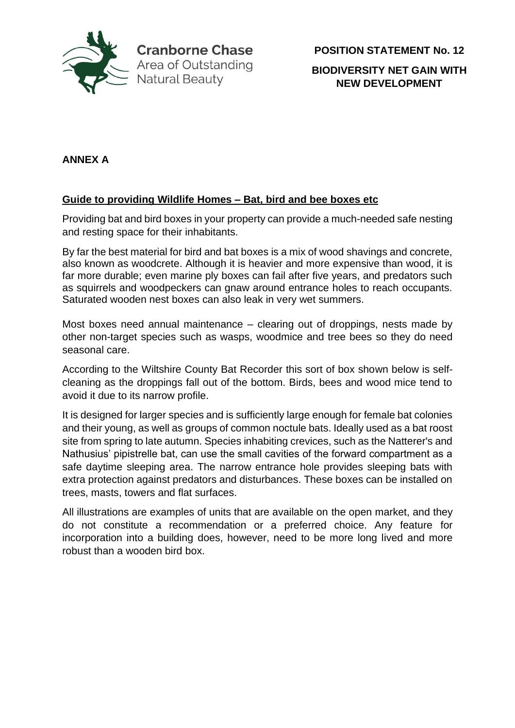**ANNEX A**

## Guide to providing Wildlife Homes – Bat, bird and bee boxes etc

Providing bat and bird boxes in your property can provide a much-needed safe nesting and resting space for their inhabitants.

By far the best material for bird and bat boxes is a mix of wood shavings and concrete, also known as woodcrete. Although it is heavier and more expensive than wood, it is far more durable; even marine ply boxes can fail after five years, and predators such as squirrels and woodpeckers can gnaw around entrance holes to reach occupants. Saturated wooden nest boxes can also leak in very wet summers.

Most boxes need annual maintenance – clearing out of droppings, nests made by other non-target species such as wasps, woodmice and tree bees so they do need seasonal care.

According to the Wiltshire County Bat Recorder this sort of box shown below is self-cleaning as the droppings fall out of the bottom. Birds, bees and wood mice tend to avoid it due to its narrow profile.

It is designed for larger species and is sufficiently large enough for female bat colonies and their young, as well as groups of common noctule bats. Ideally used as a bat roost site from spring to late autumn. Species inhabiting crevices, such as the Natterer's and Nathusius' pipistrelle bat, can use the small cavities of the forward compartment as a safe daytime sleeping area. The narrow entrance hole provides sleeping bats with extra protection against predators and disturbances. These boxes can be installed on trees, masts, towers and flat surfaces.

All illustrations are examples of units that are available on the open market, and they do not constitute a recommendation or a preferred choice. Any feature for incorporation into a building does, however, need to be more long lived and more robust than a wooden bird box.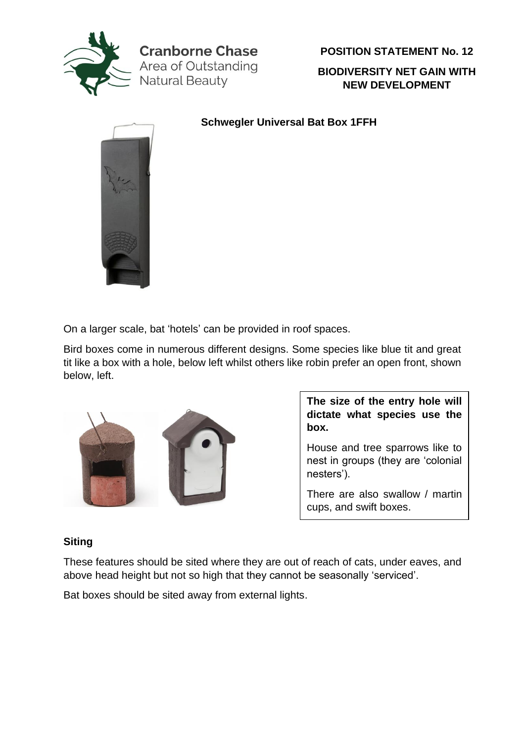**Schwegler Universal Bat Box 1FFH**

On a larger scale, bat 'hotels' can be provided in roof spaces.

Bird boxes come in numerous different designs. Some species like blue tit and great tit like a box with a hole, below left whilst others like robin prefer an open front, shown below, left.

**The size of the entry hole will dictate what species use the box.**

House and tree sparrows like to nest in groups (they are 'colonial nesters').

There are also swallow / martin cups, and swift boxes.

## Siting

These features should be sited where they are out of reach of cats, under eaves, and above head height but not so high that they cannot be seasonally 'serviced'.

Bat boxes should be sited away from external lights.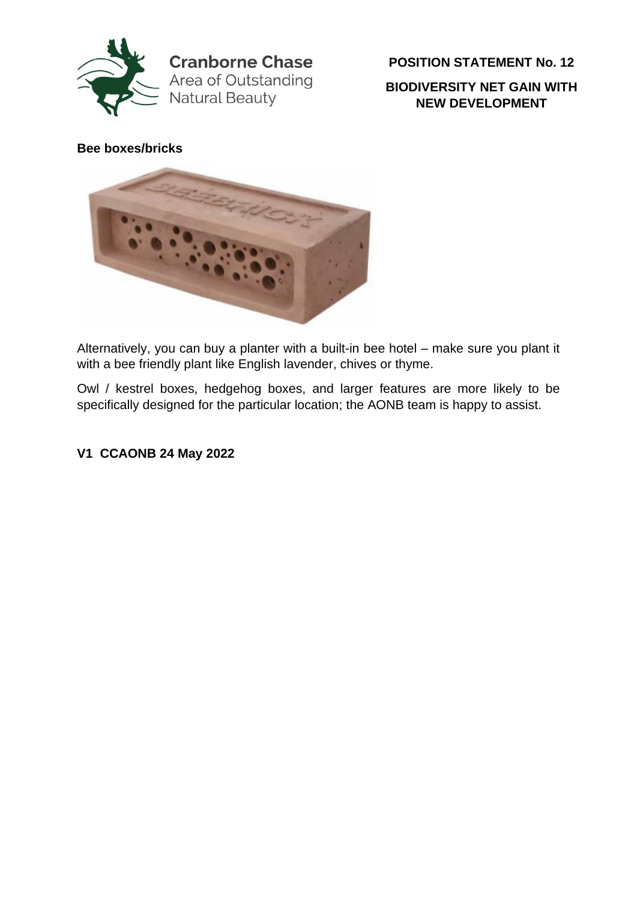**Bee boxes/bricks**

Alternatively, you can buy a planter with a built-in bee hotel – make sure you plant it with a bee friendly plant like English lavender, chives or thyme.

Owl / kestrel boxes, hedgehog boxes, and larger features are more likely to be specifically designed for the particular location; the AONB team is happy to assist.

**V1 CCAONB 24 May 2022**